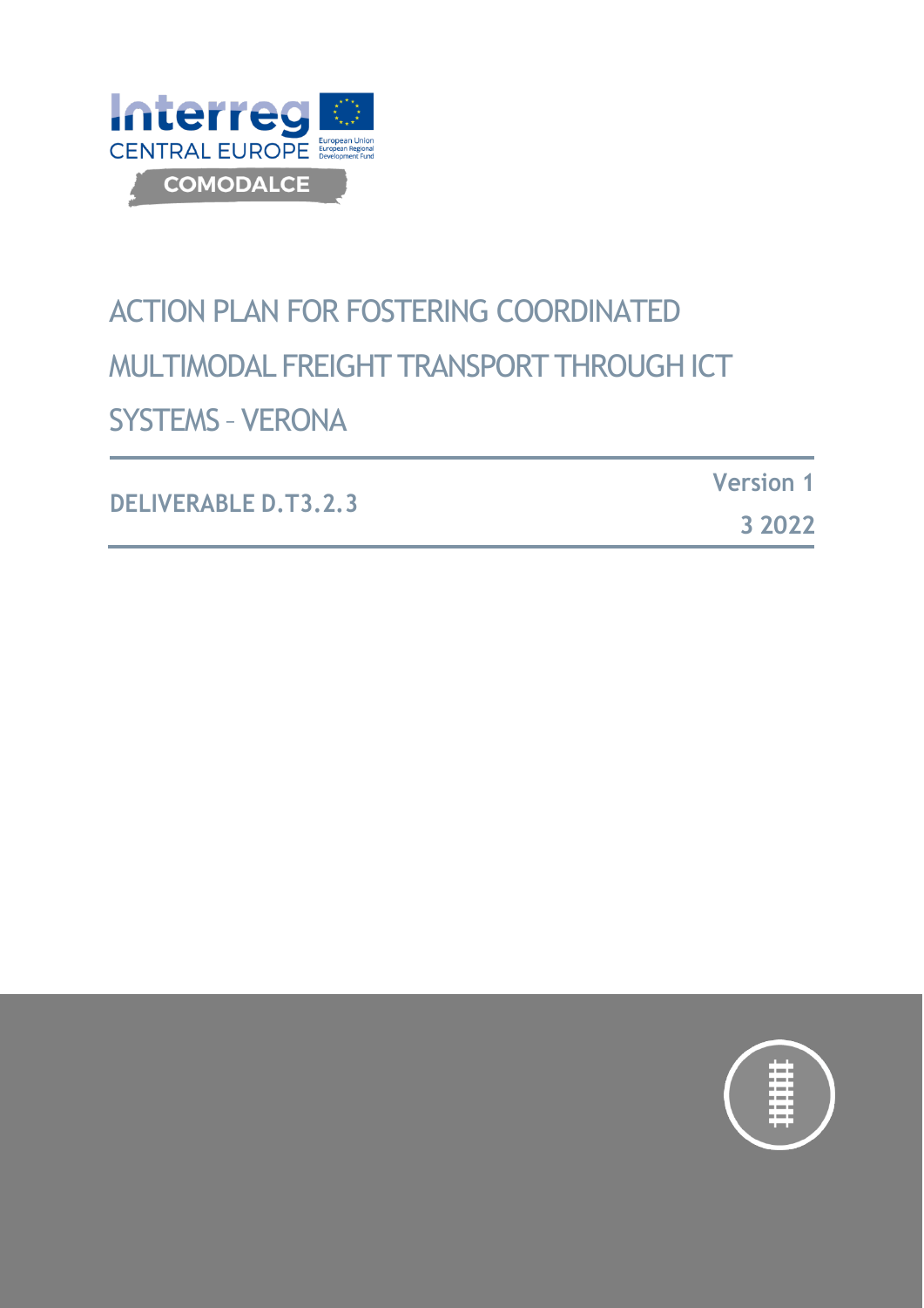Interreg
CENTRAL EUROPE
European Union
European Regional Development Fund

COMODALCE

# ACTION PLAN FOR FOSTERING COORDINATED MULTIMODAL FREIGHT TRANSPORT THROUGH ICT SYSTEMS – VERONA

**DELIVERABLE D.T3.2.3**

**Version 1**

**3 2022**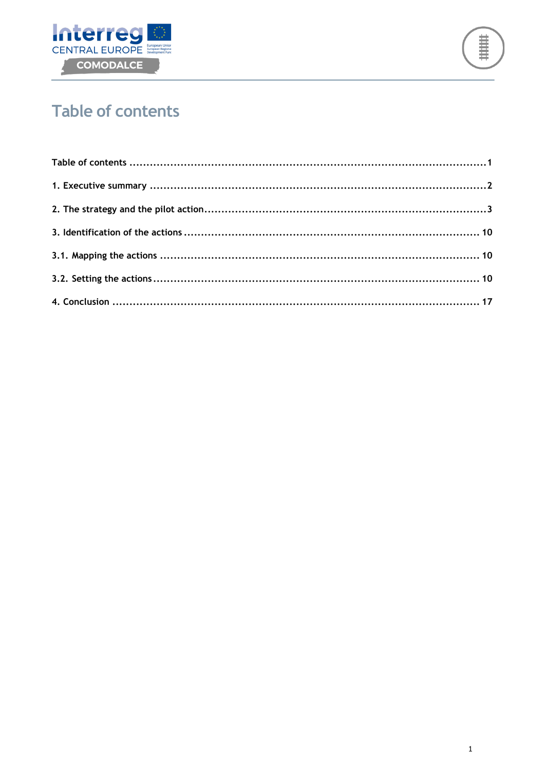# Table of contents

Table of contents .......................................................................................................1

1. Executive summary ..................................................................................................2

2. The strategy and the pilot action..................................................................................3

3. Identification of the actions ...................................................................................... 10

3.1. Mapping the actions ............................................................................................ 10

3.2. Setting the actions ................................................................................................ 10

4. Conclusion ........................................................................................................... 17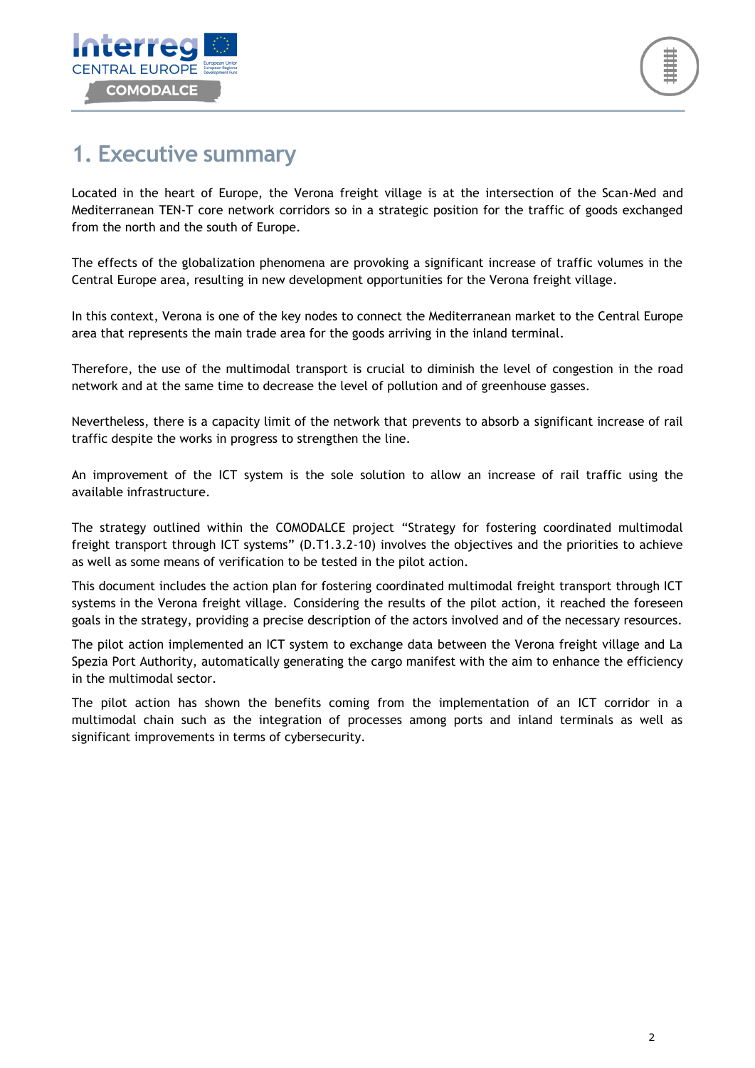# 1. Executive summary

Located in the heart of Europe, the Verona freight village is at the intersection of the Scan-Med and Mediterranean TEN-T core network corridors so in a strategic position for the traffic of goods exchanged from the north and the south of Europe.

The effects of the globalization phenomena are provoking a significant increase of traffic volumes in the Central Europe area, resulting in new development opportunities for the Verona freight village.

In this context, Verona is one of the key nodes to connect the Mediterranean market to the Central Europe area that represents the main trade area for the goods arriving in the inland terminal.

Therefore, the use of the multimodal transport is crucial to diminish the level of congestion in the road network and at the same time to decrease the level of pollution and of greenhouse gasses.

Nevertheless, there is a capacity limit of the network that prevents to absorb a significant increase of rail traffic despite the works in progress to strengthen the line.

An improvement of the ICT system is the sole solution to allow an increase of rail traffic using the available infrastructure.

The strategy outlined within the COMODALCE project "Strategy for fostering coordinated multimodal freight transport through ICT systems" (D.T1.3.2-10) involves the objectives and the priorities to achieve as well as some means of verification to be tested in the pilot action.

This document includes the action plan for fostering coordinated multimodal freight transport through ICT systems in the Verona freight village. Considering the results of the pilot action, it reached the foreseen goals in the strategy, providing a precise description of the actors involved and of the necessary resources.

The pilot action implemented an ICT system to exchange data between the Verona freight village and La Spezia Port Authority, automatically generating the cargo manifest with the aim to enhance the efficiency in the multimodal sector.

The pilot action has shown the benefits coming from the implementation of an ICT corridor in a multimodal chain such as the integration of processes among ports and inland terminals as well as significant improvements in terms of cybersecurity.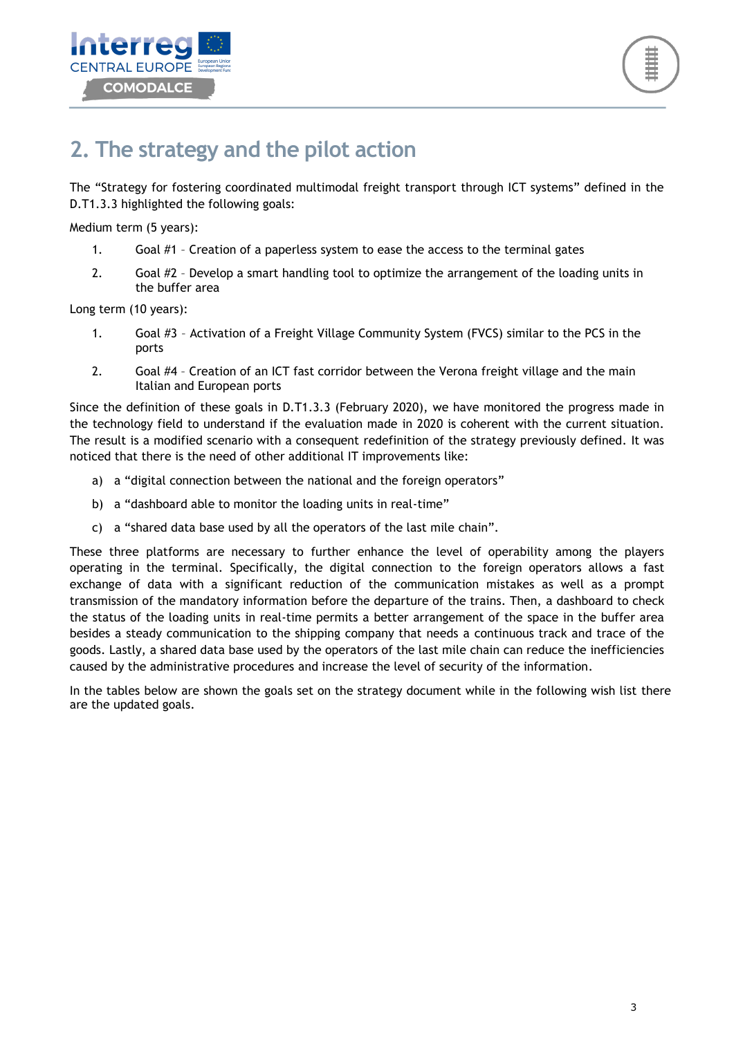## 2. The strategy and the pilot action

The "Strategy for fostering coordinated multimodal freight transport through ICT systems" defined in the D.T1.3.3 highlighted the following goals:

Medium term (5 years):

1. Goal #1 – Creation of a paperless system to ease the access to the terminal gates
2. Goal #2 – Develop a smart handling tool to optimize the arrangement of the loading units in the buffer area

Long term (10 years):

1. Goal #3 – Activation of a Freight Village Community System (FVCS) similar to the PCS in the ports
2. Goal #4 – Creation of an ICT fast corridor between the Verona freight village and the main Italian and European ports

Since the definition of these goals in D.T1.3.3 (February 2020), we have monitored the progress made in the technology field to understand if the evaluation made in 2020 is coherent with the current situation. The result is a modified scenario with a consequent redefinition of the strategy previously defined. It was noticed that there is the need of other additional IT improvements like:

a) a "digital connection between the national and the foreign operators"

b) a "dashboard able to monitor the loading units in real-time"

c) a "shared data base used by all the operators of the last mile chain".

These three platforms are necessary to further enhance the level of operability among the players operating in the terminal. Specifically, the digital connection to the foreign operators allows a fast exchange of data with a significant reduction of the communication mistakes as well as a prompt transmission of the mandatory information before the departure of the trains. Then, a dashboard to check the status of the loading units in real-time permits a better arrangement of the space in the buffer area besides a steady communication to the shipping company that needs a continuous track and trace of the goods. Lastly, a shared data base used by the operators of the last mile chain can reduce the inefficiencies caused by the administrative procedures and increase the level of security of the information.

In the tables below are shown the goals set on the strategy document while in the following wish list there are the updated goals.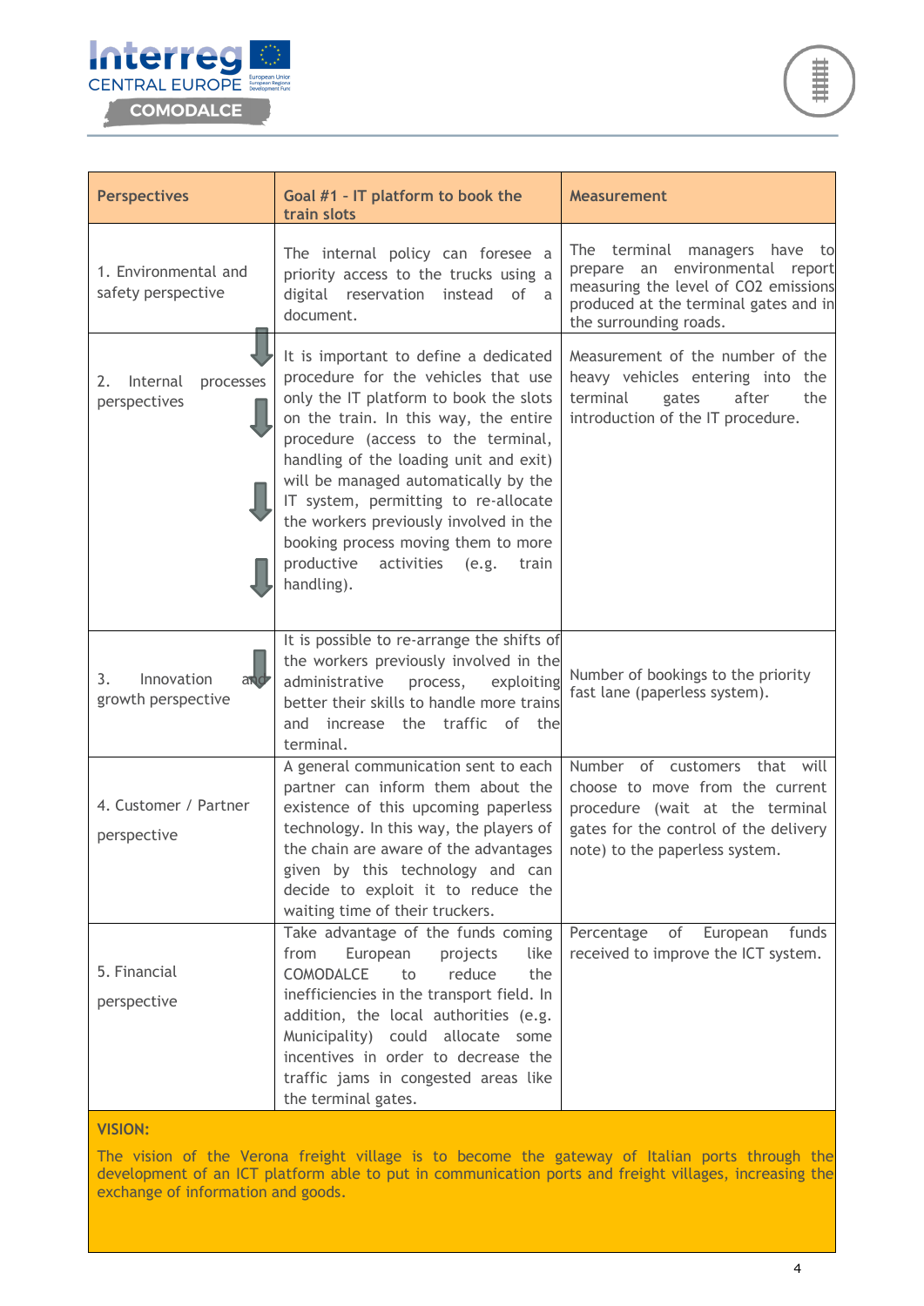| Perspectives | Goal #1 – IT platform to book the train slots | Measurement |
|---|---|---|
| 1. Environmental and safety perspective | The internal policy can foresee a priority access to the trucks using a digital reservation instead of a document. | The terminal managers have to prepare an environmental report measuring the level of $CO_2$ emissions produced at the terminal gates and in the surrounding roads. |
| 2. Internal processes perspectives | It is important to define a dedicated procedure for the vehicles that use only the IT platform to book the slots on the train. In this way, the entire procedure (access to the terminal, handling of the loading unit and exit) will be managed automatically by the IT system, permitting to re-allocate the workers previously involved in the booking process moving them to more productive activities (e.g. train handling). | Measurement of the number of the heavy vehicles entering into the terminal gates after the introduction of the IT procedure. |
| 3. Innovation and growth perspective | It is possible to re-arrange the shifts of the workers previously involved in the administrative process, exploiting better their skills to handle more trains and increase the traffic of the terminal. | Number of bookings to the priority fast lane (paperless system). |
| 4. Customer / Partner perspective | A general communication sent to each partner can inform them about the existence of this upcoming paperless technology. In this way, the players of the chain are aware of the advantages given by this technology and can decide to exploit it to reduce the waiting time of their truckers. | Number of customers that will choose to move from the current procedure (wait at the terminal gates for the control of the delivery note) to the paperless system. |
| 5. Financial perspective | Take advantage of the funds coming from European projects like COMODALCE to reduce the inefficiencies in the transport field. In addition, the local authorities (e.g. Municipality) could allocate some incentives in order to decrease the traffic jams in congested areas like the terminal gates. | Percentage of European funds received to improve the ICT system. |

**VISION:**

The vision of the Verona freight village is to become the gateway of Italian ports through the development of an ICT platform able to put in communication ports and freight villages, increasing the exchange of information and goods.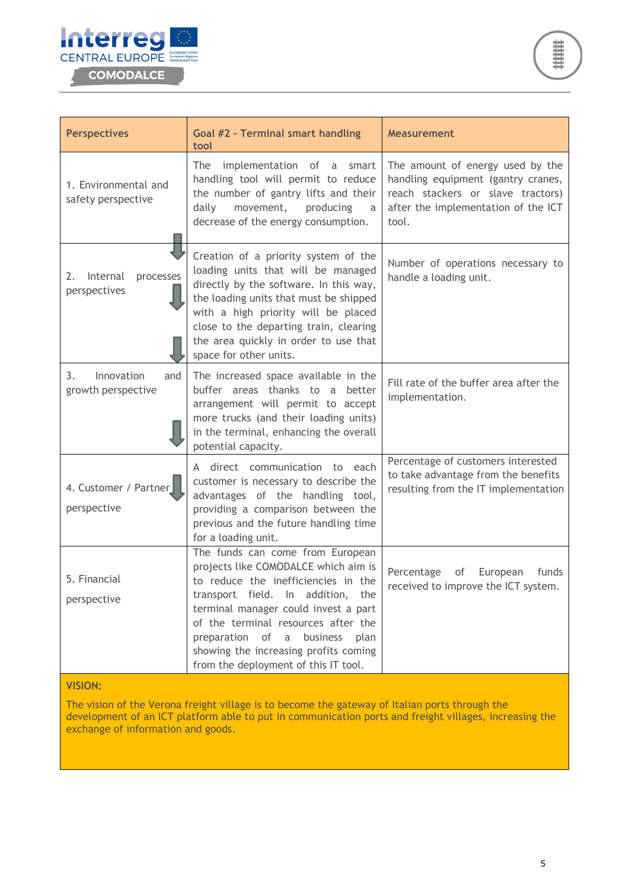| Perspectives | Goal #2 - Terminal smart handling tool | Measurement |
|---|---|---|
| 1. Environmental and safety perspective | The implementation of a smart handling tool will permit to reduce the number of gantry lifts and their daily movement, producing a decrease of the energy consumption. | The amount of energy used by the handling equipment (gantry cranes, reach stackers or slave tractors) after the implementation of the ICT tool. |
| 2. Internal processes perspectives | Creation of a priority system of the loading units that will be managed directly by the software. In this way, the loading units that must be shipped with a high priority will be placed close to the departing train, clearing the area quickly in order to use that space for other units. | Number of operations necessary to handle a loading unit. |
| 3. Innovation and growth perspective | The increased space available in the buffer areas thanks to a better arrangement will permit to accept more trucks (and their loading units) in the terminal, enhancing the overall potential capacity. | Fill rate of the buffer area after the implementation. |
| 4. Customer / Partner perspective | A direct communication to each customer is necessary to describe the advantages of the handling tool, providing a comparison between the previous and the future handling time for a loading unit. | Percentage of customers interested to take advantage from the benefits resulting from the IT implementation |
| 5. Financial perspective | The funds can come from European projects like COMODALCE which aim is to reduce the inefficiencies in the transport field. In addition, the terminal manager could invest a part of the terminal resources after the preparation of a business plan showing the increasing profits coming from the deployment of this IT tool. | Percentage of European funds received to improve the ICT system. |

**VISION:**

The vision of the Verona freight village is to become the gateway of Italian ports through the development of an ICT platform able to put in communication ports and freight villages, increasing the exchange of information and goods.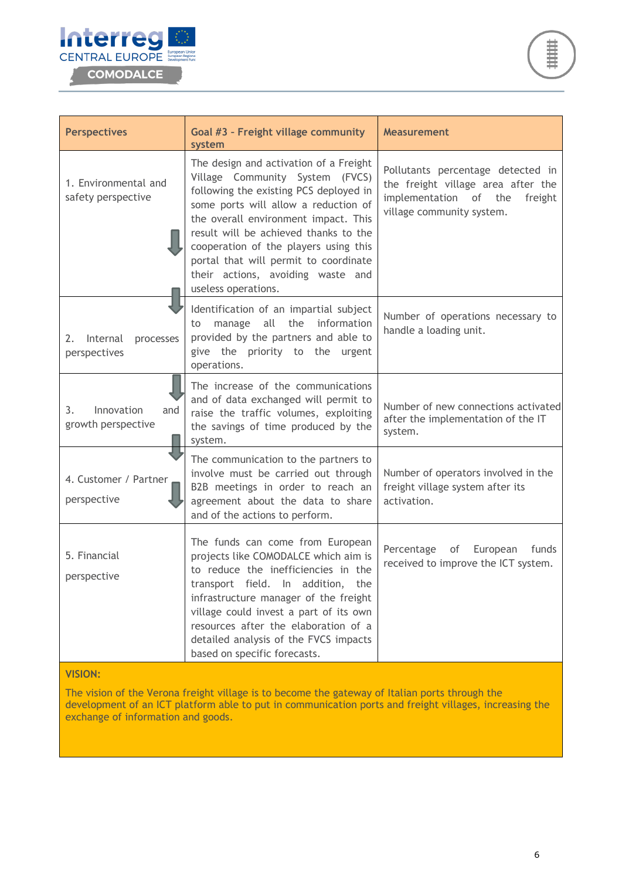| Perspectives | Goal #3 - Freight village community system | Measurement |
| --- | --- | --- |
| 1. Environmental and safety perspective | The design and activation of a Freight Village Community System (FVCS) following the existing PCS deployed in some ports will allow a reduction of the overall environment impact. This result will be achieved thanks to the cooperation of the players using this portal that will permit to coordinate their actions, avoiding waste and useless operations. | Pollutants percentage detected in the freight village area after the implementation of the freight village community system. |
| 2. Internal processes perspectives | Identification of an impartial subject to manage all the information provided by the partners and able to give the priority to the urgent operations. | Number of operations necessary to handle a loading unit. |
| 3. Innovation and growth perspective | The increase of the communications and of data exchanged will permit to raise the traffic volumes, exploiting the savings of time produced by the system. | Number of new connections activated after the implementation of the IT system. |
| 4. Customer / Partner perspective | The communication to the partners to involve must be carried out through B2B meetings in order to reach an agreement about the data to share and of the actions to perform. | Number of operators involved in the freight village system after its activation. |
| 5. Financial perspective | The funds can come from European projects like COMODALCE which aim is to reduce the inefficiencies in the transport field. In addition, the infrastructure manager of the freight village could invest a part of its own resources after the elaboration of a detailed analysis of the FVCS impacts based on specific forecasts. | Percentage of European funds received to improve the ICT system. |

**VISION:**

The vision of the Verona freight village is to become the gateway of Italian ports through the development of an ICT platform able to put in communication ports and freight villages, increasing the exchange of information and goods.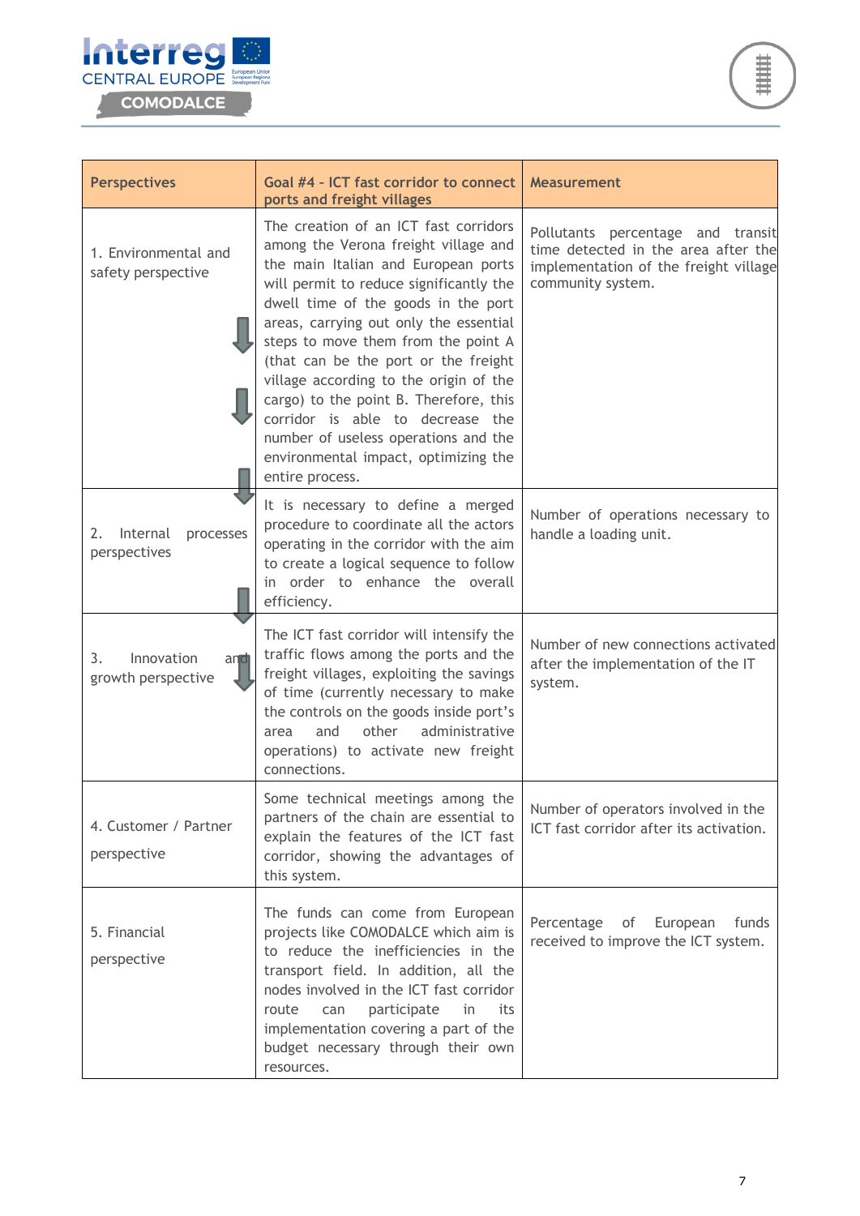| Perspectives | Goal #4 - ICT fast corridor to connect ports and freight villages | Measurement |
|---|---|---|
| 1. Environmental and safety perspective | The creation of an ICT fast corridors among the Verona freight village and the main Italian and European ports will permit to reduce significantly the dwell time of the goods in the port areas, carrying out only the essential steps to move them from the point A (that can be the port or the freight village according to the origin of the cargo) to the point B. Therefore, this corridor is able to decrease the number of useless operations and the environmental impact, optimizing the entire process. | Pollutants percentage and transit time detected in the area after the implementation of the freight village community system. |
| 2. Internal processes perspectives | It is necessary to define a merged procedure to coordinate all the actors operating in the corridor with the aim to create a logical sequence to follow in order to enhance the overall efficiency. | Number of operations necessary to handle a loading unit. |
| 3. Innovation and growth perspective | The ICT fast corridor will intensify the traffic flows among the ports and the freight villages, exploiting the savings of time (currently necessary to make the controls on the goods inside port's area and other administrative operations) to activate new freight connections. | Number of new connections activated after the implementation of the IT system. |
| 4. Customer / Partner perspective | Some technical meetings among the partners of the chain are essential to explain the features of the ICT fast corridor, showing the advantages of this system. | Number of operators involved in the ICT fast corridor after its activation. |
| 5. Financial perspective | The funds can come from European projects like COMODALCE which aim is to reduce the inefficiencies in the transport field. In addition, all the nodes involved in the ICT fast corridor route can participate in its implementation covering a part of the budget necessary through their own resources. | Percentage of European funds received to improve the ICT system. |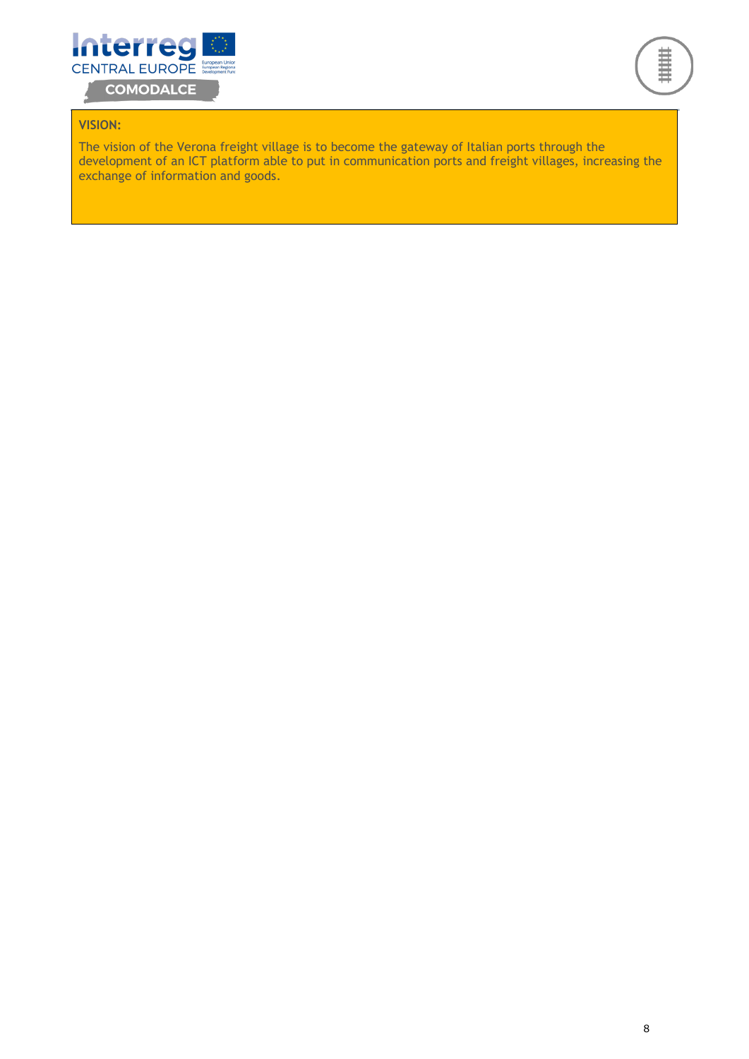**VISION:**

The vision of the Verona freight village is to become the gateway of Italian ports through the development of an ICT platform able to put in communication ports and freight villages, increasing the exchange of information and goods.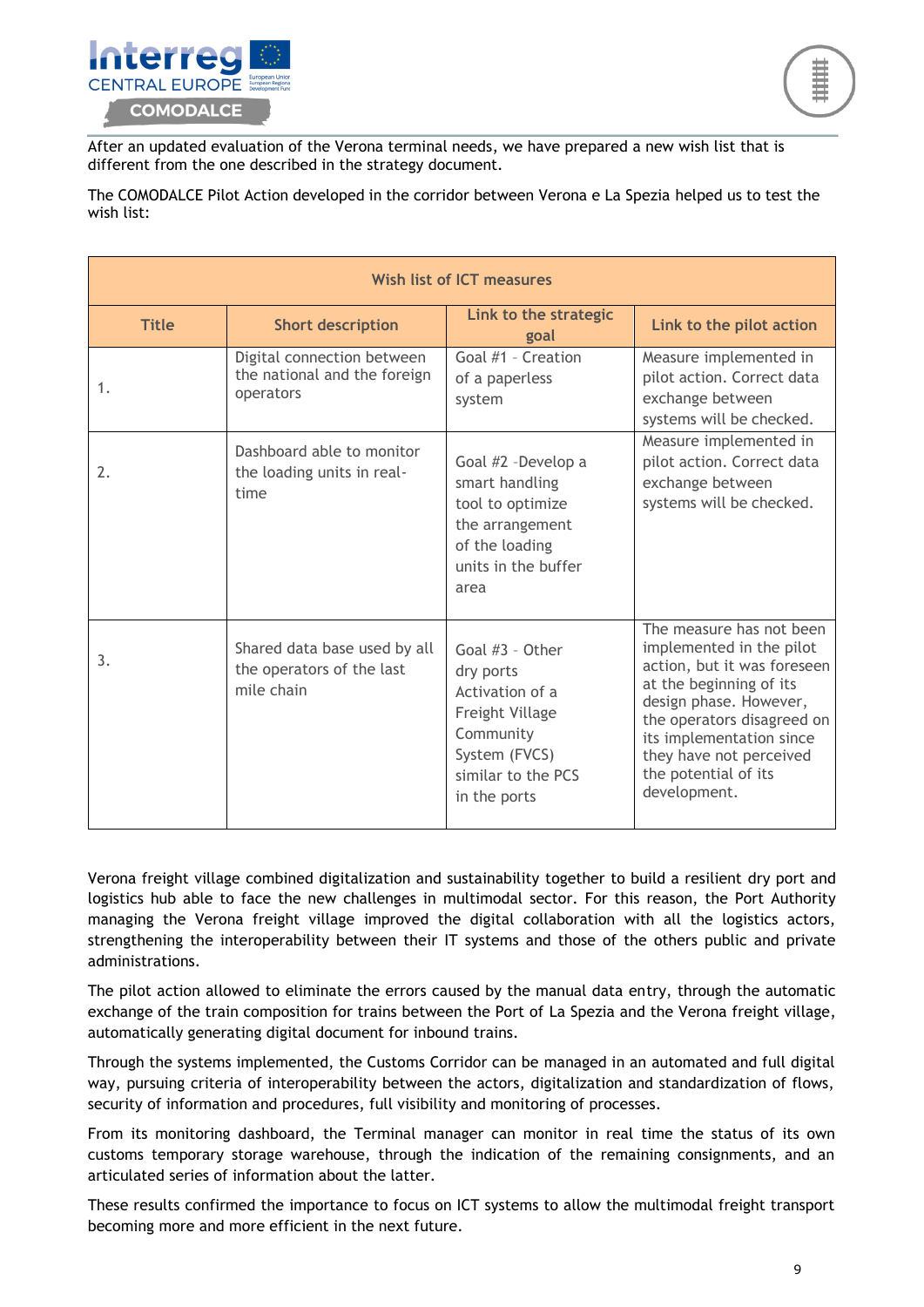After an updated evaluation of the Verona terminal needs, we have prepared a new wish list that is different from the one described in the strategy document.

The COMODALCE Pilot Action developed in the corridor between Verona e La Spezia helped us to test the wish list:

| Wish list of ICT measures | | | |
|---|---|---|---|
| **Title** | **Short description** | **Link to the strategic goal** | **Link to the pilot action** |
| 1. | Digital connection between the national and the foreign operators | Goal #1 - Creation of a paperless system | Measure implemented in pilot action. Correct data exchange between systems will be checked. |
| 2. | Dashboard able to monitor the loading units in real-time | Goal #2 -Develop a smart handling tool to optimize the arrangement of the loading units in the buffer area | Measure implemented in pilot action. Correct data exchange between systems will be checked. |
| 3. | Shared data base used by all the operators of the last mile chain | Goal #3 - Other dry ports Activation of a Freight Village Community System (FVCS) similar to the PCS in the ports | The measure has not been implemented in the pilot action, but it was foreseen at the beginning of its design phase. However, the operators disagreed on its implementation since they have not perceived the potential of its development. |

Verona freight village combined digitalization and sustainability together to build a resilient dry port and logistics hub able to face the new challenges in multimodal sector. For this reason, the Port Authority managing the Verona freight village improved the digital collaboration with all the logistics actors, strengthening the interoperability between their IT systems and those of the others public and private administrations.

The pilot action allowed to eliminate the errors caused by the manual data entry, through the automatic exchange of the train composition for trains between the Port of La Spezia and the Verona freight village, automatically generating digital document for inbound trains.

Through the systems implemented, the Customs Corridor can be managed in an automated and full digital way, pursuing criteria of interoperability between the actors, digitalization and standardization of flows, security of information and procedures, full visibility and monitoring of processes.

From its monitoring dashboard, the Terminal manager can monitor in real time the status of its own customs temporary storage warehouse, through the indication of the remaining consignments, and an articulated series of information about the latter.

These results confirmed the importance to focus on ICT systems to allow the multimodal freight transport becoming more and more efficient in the next future.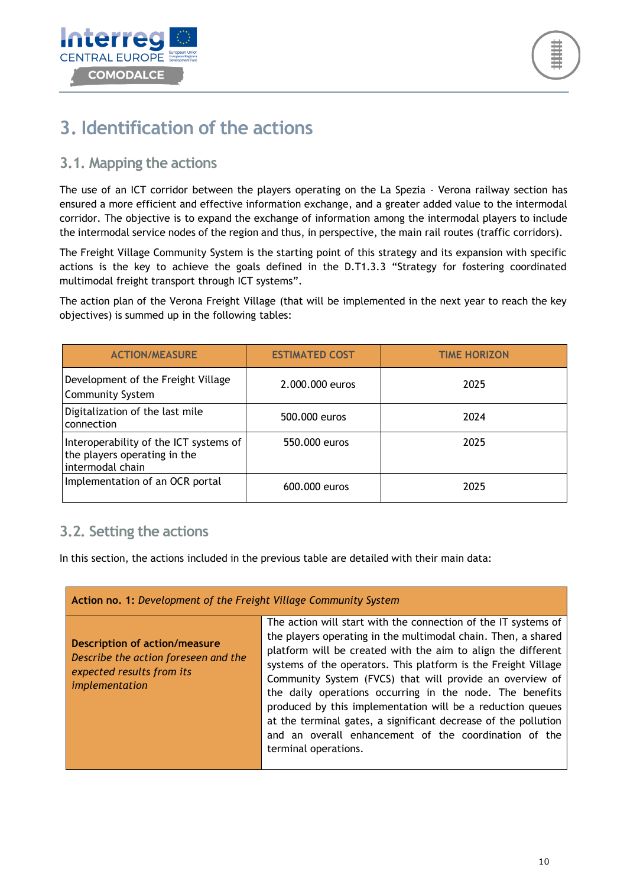# 3. Identification of the actions

## 3.1. Mapping the actions

The use of an ICT corridor between the players operating on the La Spezia - Verona railway section has ensured a more efficient and effective information exchange, and a greater added value to the intermodal corridor. The objective is to expand the exchange of information among the intermodal players to include the intermodal service nodes of the region and thus, in perspective, the main rail routes (traffic corridors).

The Freight Village Community System is the starting point of this strategy and its expansion with specific actions is the key to achieve the goals defined in the D.T1.3.3 "Strategy for fostering coordinated multimodal freight transport through ICT systems".

The action plan of the Verona Freight Village (that will be implemented in the next year to reach the key objectives) is summed up in the following tables:

| ACTION/MEASURE | ESTIMATED COST | TIME HORIZON |
|---|---|---|
| Development of the Freight Village Community System | 2.000.000 euros | 2025 |
| Digitalization of the last mile connection | 500.000 euros | 2024 |
| Interoperability of the ICT systems of the players operating in the intermodal chain | 550.000 euros | 2025 |
| Implementation of an OCR portal | 600.000 euros | 2025 |

## 3.2. Setting the actions

In this section, the actions included in the previous table are detailed with their main data:

| **Action no. 1:** *Development of the Freight Village Community System* | |
|---|---|
| **Description of action/measure** *Describe the action foreseen and the expected results from its implementation* | The action will start with the connection of the IT systems of the players operating in the multimodal chain. Then, a shared platform will be created with the aim to align the different systems of the operators. This platform is the Freight Village Community System (FVCS) that will provide an overview of the daily operations occurring in the node. The benefits produced by this implementation will be a reduction queues at the terminal gates, a significant decrease of the pollution and an overall enhancement of the coordination of the terminal operations. |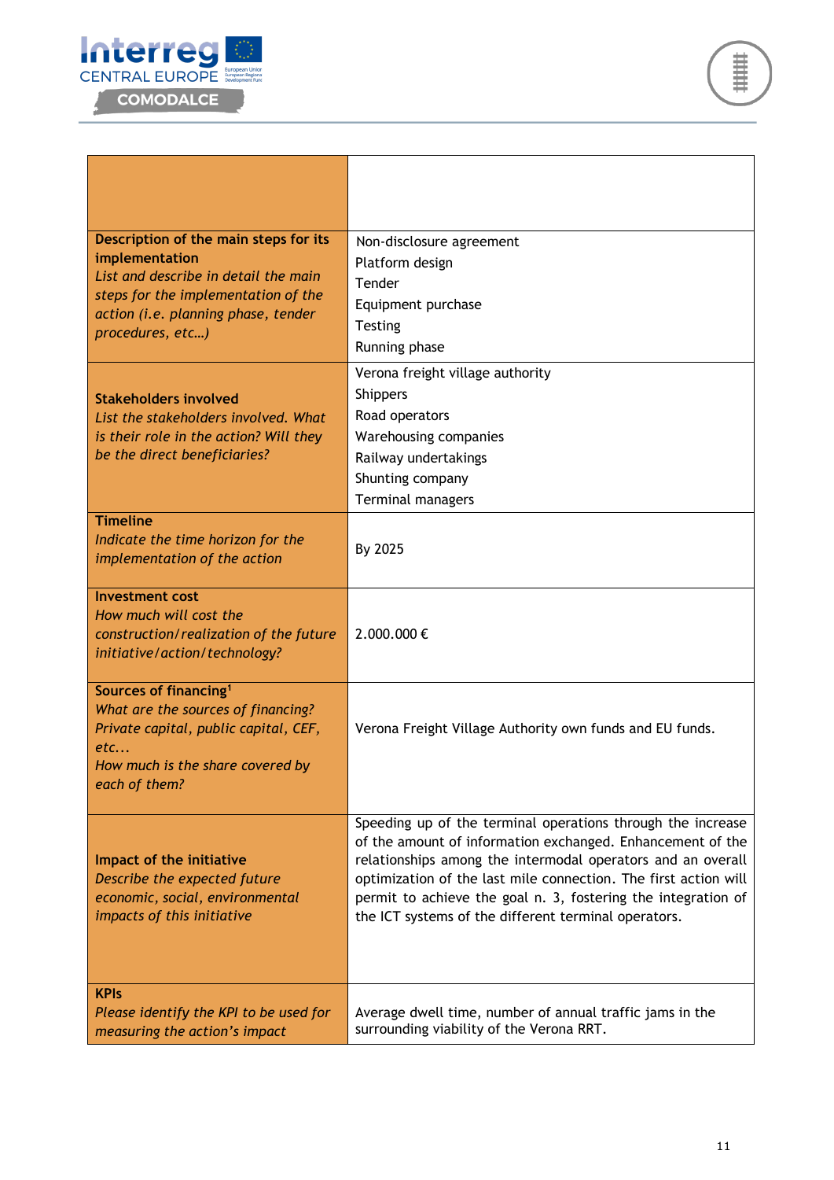| | |
|---|---|
| | |
| **Description of the main steps for its implementation** *List and describe in detail the main steps for the implementation of the action (i.e. planning phase, tender procedures, etc…)* | Non-disclosure agreement<br>Platform design<br>Tender<br>Equipment purchase<br>Testing<br>Running phase |
| **Stakeholders involved** *List the stakeholders involved. What is their role in the action? Will they be the direct beneficiaries?* | Verona freight village authority<br>Shippers<br>Road operators<br>Warehousing companies<br>Railway undertakings<br>Shunting company<br>Terminal managers |
| **Timeline** *Indicate the time horizon for the implementation of the action* | By 2025 |
| **Investment cost** *How much will cost the construction/realization of the future initiative/action/technology?* | 2.000.000 € |
| **Sources of financing**[1] *What are the sources of financing? Private capital, public capital, CEF, etc… How much is the share covered by each of them?* | Verona Freight Village Authority own funds and EU funds. |
| **Impact of the initiative** *Describe the expected future economic, social, environmental impacts of this initiative* | Speeding up of the terminal operations through the increase of the amount of information exchanged. Enhancement of the relationships among the intermodal operators and an overall optimization of the last mile connection. The first action will permit to achieve the goal n. 3, fostering the integration of the ICT systems of the different terminal operators. |
| **KPIs** *Please identify the KPI to be used for measuring the action's impact* | Average dwell time, number of annual traffic jams in the surrounding viability of the Verona RRT. |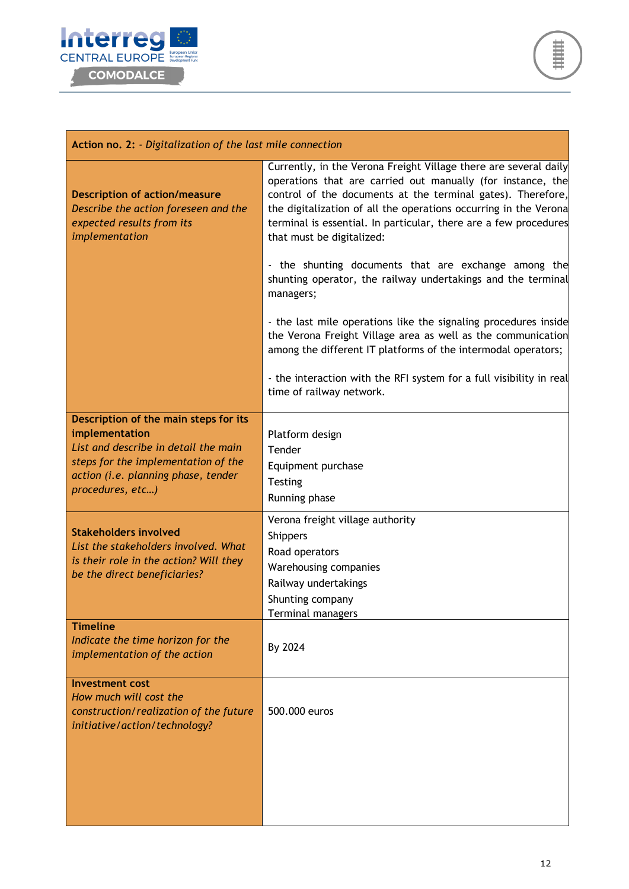| **Action no. 2:** *- Digitalization of the last mile connection* | |
|---|---|
| **Description of action/measure** *Describe the action foreseen and the expected results from its implementation* | Currently, in the Verona Freight Village there are several daily operations that are carried out manually (for instance, the control of the documents at the terminal gates). Therefore, the digitalization of all the operations occurring in the Verona terminal is essential. In particular, there are a few procedures that must be digitalized:<br><br>- the shunting documents that are exchange among the shunting operator, the railway undertakings and the terminal managers;<br><br>- the last mile operations like the signaling procedures inside the Verona Freight Village area as well as the communication among the different IT platforms of the intermodal operators;<br><br>- the interaction with the RFI system for a full visibility in real time of railway network. |
| **Description of the main steps for its implementation** *List and describe in detail the main steps for the implementation of the action (i.e. planning phase, tender procedures, etc…)* | Platform design<br>Tender<br>Equipment purchase<br>Testing<br>Running phase |
| **Stakeholders involved** *List the stakeholders involved. What is their role in the action? Will they be the direct beneficiaries?* | Verona freight village authority<br>Shippers<br>Road operators<br>Warehousing companies<br>Railway undertakings<br>Shunting company<br>Terminal managers |
| **Timeline** *Indicate the time horizon for the implementation of the action* | By 2024 |
| **Investment cost** *How much will cost the construction/realization of the future initiative/action/technology?* | 500.000 euros |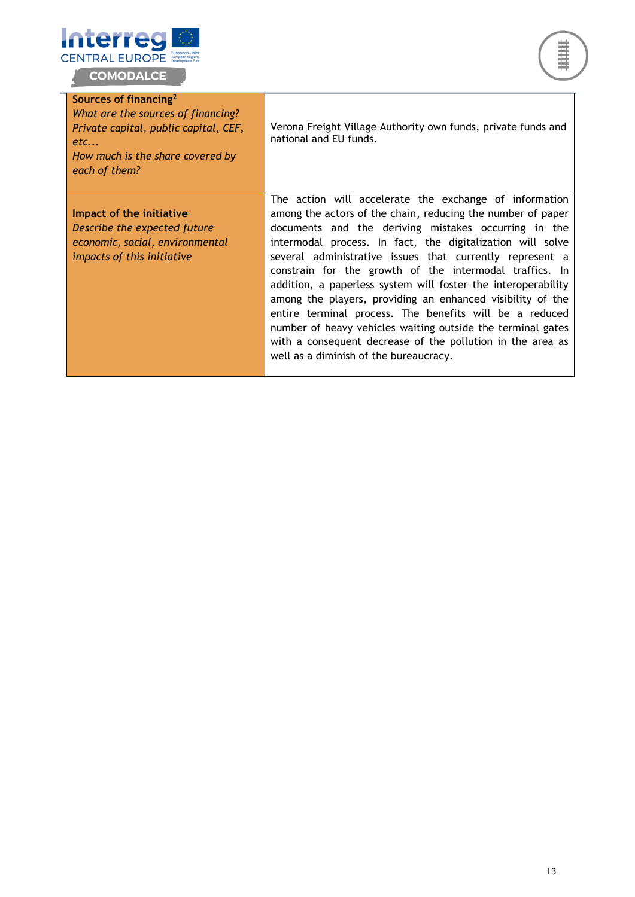| | |
|---|---|
| **Sources of financing**[2] <br> *What are the sources of financing? Private capital, public capital, CEF, etc...* <br> *How much is the share covered by each of them?* | Verona Freight Village Authority own funds, private funds and national and EU funds. |
| **Impact of the initiative** <br> *Describe the expected future economic, social, environmental impacts of this initiative* | The action will accelerate the exchange of information among the actors of the chain, reducing the number of paper documents and the deriving mistakes occurring in the intermodal process. In fact, the digitalization will solve several administrative issues that currently represent a constrain for the growth of the intermodal traffics. In addition, a paperless system will foster the interoperability among the players, providing an enhanced visibility of the entire terminal process. The benefits will be a reduced number of heavy vehicles waiting outside the terminal gates with a consequent decrease of the pollution in the area as well as a diminish of the bureaucracy. |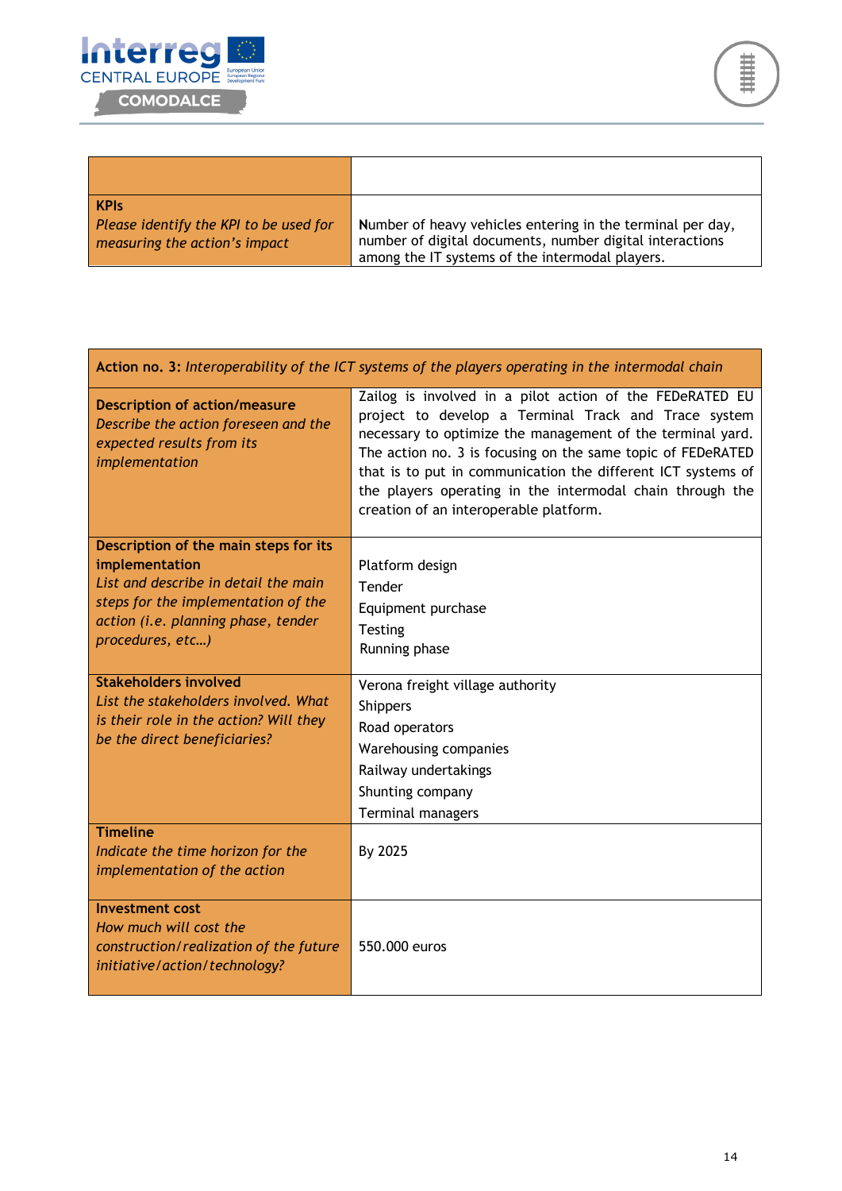| | |
|---|---|
| **KPIs**<br>*Please identify the KPI to be used for measuring the action's impact* | Number of heavy vehicles entering in the terminal per day, number of digital documents, number digital interactions among the IT systems of the intermodal players. |

| **Action no. 3:** *Interoperability of the ICT systems of the players operating in the intermodal chain* | |
|---|---|
| **Description of action/measure**<br>*Describe the action foreseen and the expected results from its implementation* | Zailog is involved in a pilot action of the FEDeRATED EU project to develop a Terminal Track and Trace system necessary to optimize the management of the terminal yard. The action no. 3 is focusing on the same topic of FEDeRATED that is to put in communication the different ICT systems of the players operating in the intermodal chain through the creation of an interoperable platform. |
| **Description of the main steps for its implementation**<br>*List and describe in detail the main steps for the implementation of the action (i.e. planning phase, tender procedures, etc…)* | Platform design<br>Tender<br>Equipment purchase<br>Testing<br>Running phase |
| **Stakeholders involved**<br>*List the stakeholders involved. What is their role in the action? Will they be the direct beneficiaries?* | Verona freight village authority<br>Shippers<br>Road operators<br>Warehousing companies<br>Railway undertakings<br>Shunting company<br>Terminal managers |
| **Timeline**<br>*Indicate the time horizon for the implementation of the action* | By 2025 |
| **Investment cost**<br>*How much will cost the construction/realization of the future initiative/action/technology?* | 550.000 euros |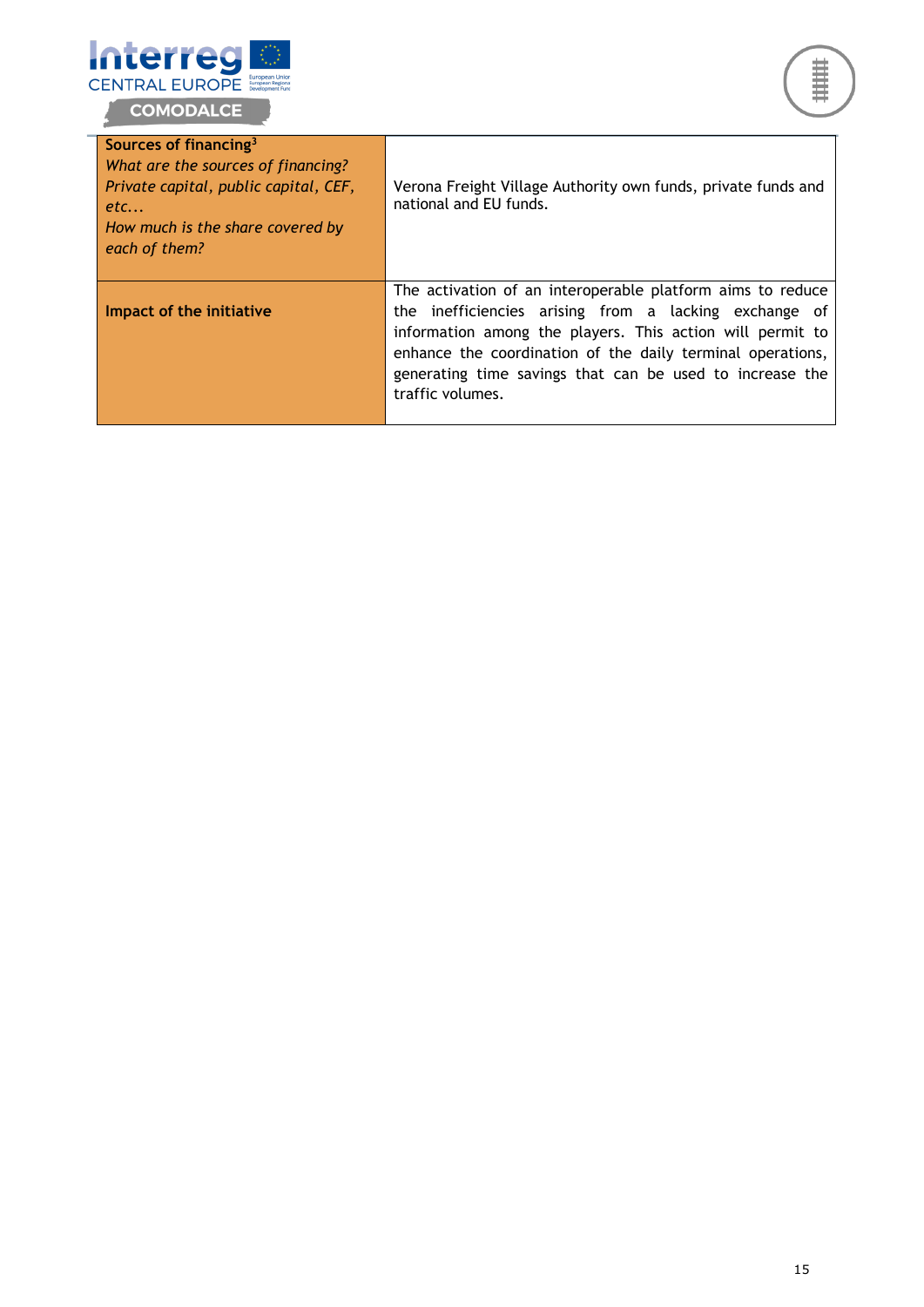| | |
|---|---|
| **Sources of financing**[3] *What are the sources of financing? Private capital, public capital, CEF, etc... How much is the share covered by each of them?* | Verona Freight Village Authority own funds, private funds and national and EU funds. |
| **Impact of the initiative** | The activation of an interoperable platform aims to reduce the inefficiencies arising from a lacking exchange of information among the players. This action will permit to enhance the coordination of the daily terminal operations, generating time savings that can be used to increase the traffic volumes. |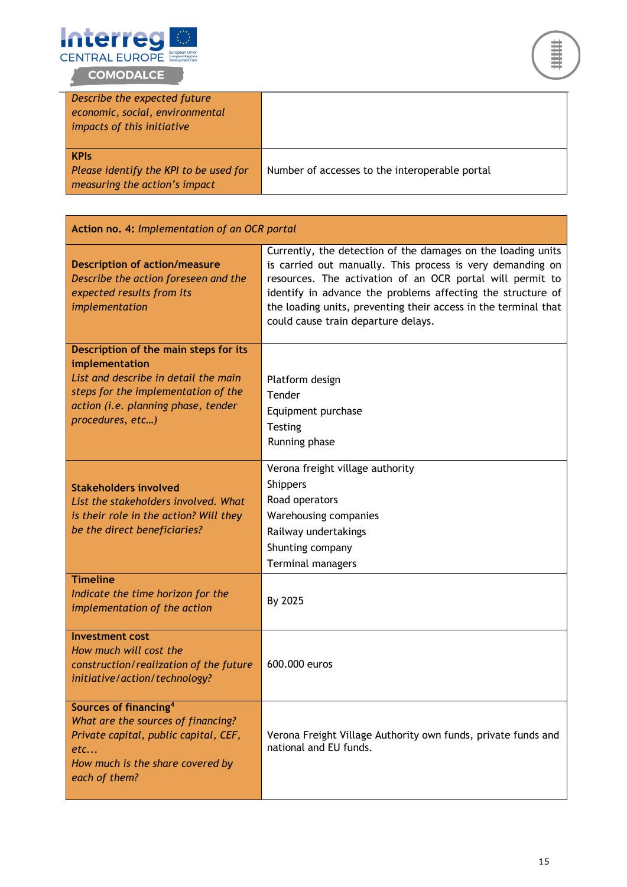| | |
|---|---|
| *Describe the expected future economic, social, environmental impacts of this initiative* | |
| **KPIs**<br>*Please identify the KPI to be used for measuring the action's impact* | Number of accesses to the interoperable portal |

| **Action no. 4:** *Implementation of an OCR portal* | |
|---|---|
| **Description of action/measure**<br>*Describe the action foreseen and the expected results from its implementation* | Currently, the detection of the damages on the loading units is carried out manually. This process is very demanding on resources. The activation of an OCR portal will permit to identify in advance the problems affecting the structure of the loading units, preventing their access in the terminal that could cause train departure delays. |
| **Description of the main steps for its implementation**<br>*List and describe in detail the main steps for the implementation of the action (i.e. planning phase, tender procedures, etc…)* | Platform design<br>Tender<br>Equipment purchase<br>Testing<br>Running phase |
| **Stakeholders involved**<br>*List the stakeholders involved. What is their role in the action? Will they be the direct beneficiaries?* | Verona freight village authority<br>Shippers<br>Road operators<br>Warehousing companies<br>Railway undertakings<br>Shunting company<br>Terminal managers |
| **Timeline**<br>*Indicate the time horizon for the implementation of the action* | By 2025 |
| **Investment cost**<br>*How much will cost the construction/realization of the future initiative/action/technology?* | 600.000 euros |
| **Sources of financing**[4]<br>*What are the sources of financing? Private capital, public capital, CEF, etc...*<br>*How much is the share covered by each of them?* | Verona Freight Village Authority own funds, private funds and national and EU funds. |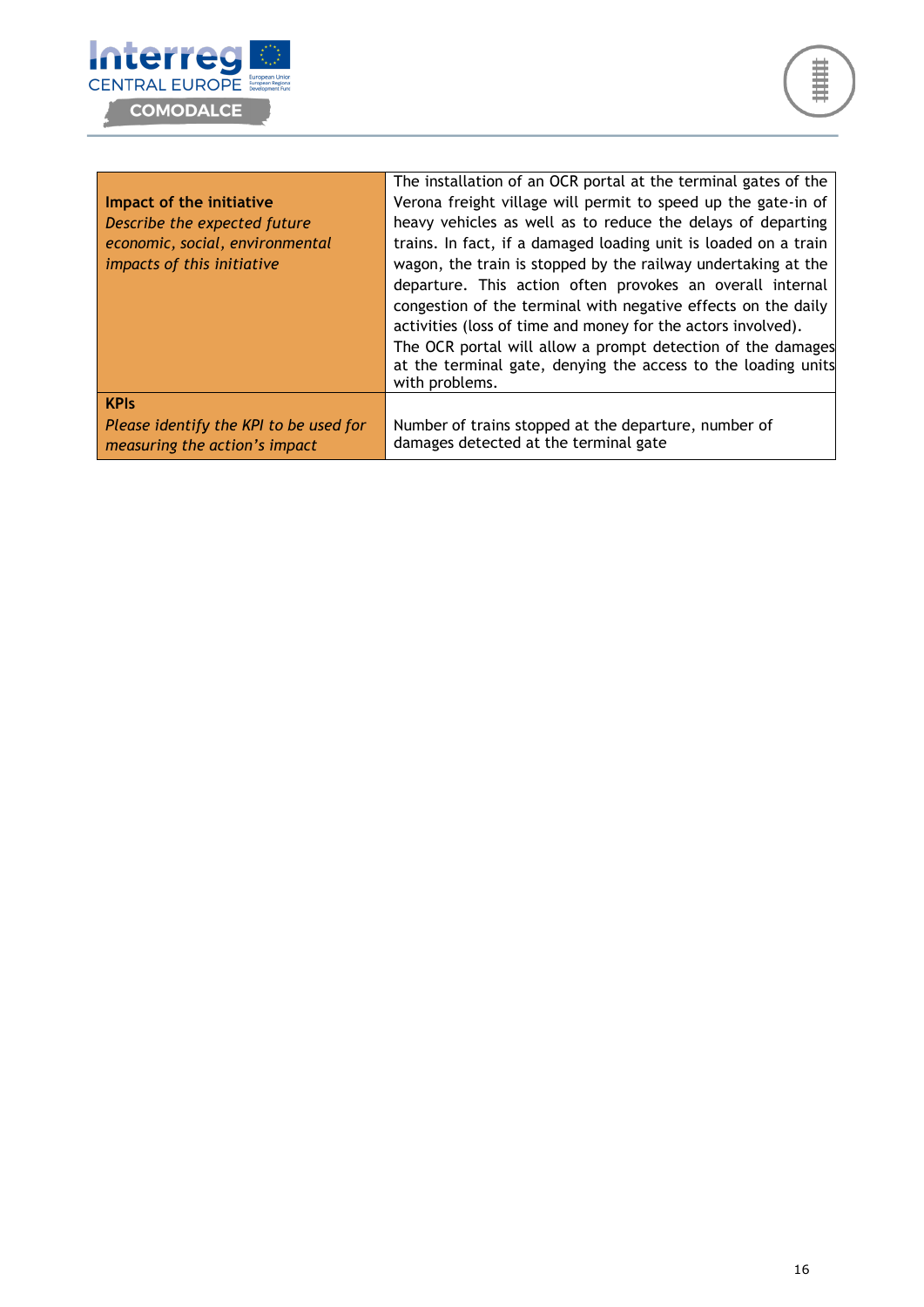| | |
|---|---|
| **Impact of the initiative**<br>*Describe the expected future economic, social, environmental impacts of this initiative* | The installation of an OCR portal at the terminal gates of the Verona freight village will permit to speed up the gate-in of heavy vehicles as well as to reduce the delays of departing trains. In fact, if a damaged loading unit is loaded on a train wagon, the train is stopped by the railway undertaking at the departure. This action often provokes an overall internal congestion of the terminal with negative effects on the daily activities (loss of time and money for the actors involved).<br>The OCR portal will allow a prompt detection of the damages at the terminal gate, denying the access to the loading units with problems. |
| **KPIs**<br>*Please identify the KPI to be used for measuring the action's impact* | Number of trains stopped at the departure, number of damages detected at the terminal gate |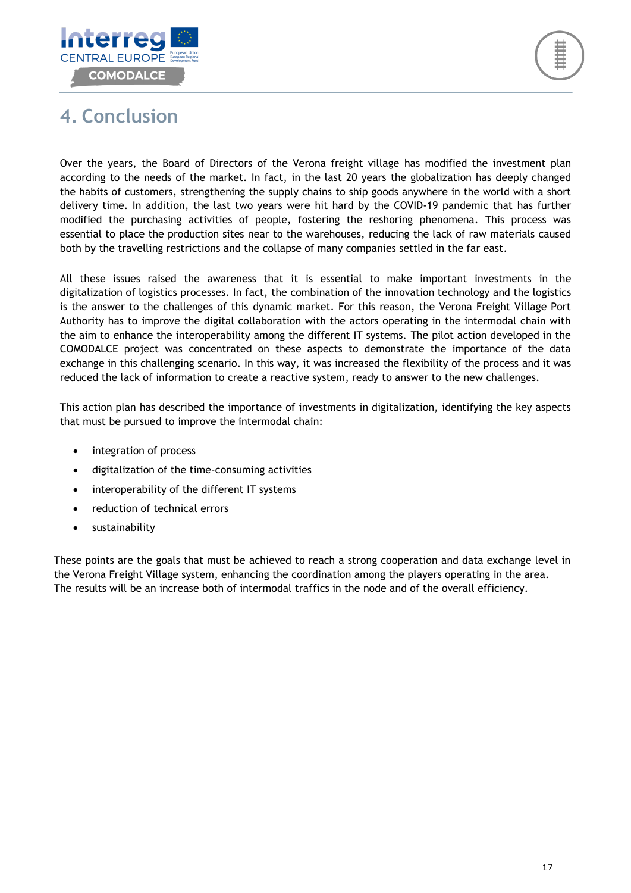# 4. Conclusion

Over the years, the Board of Directors of the Verona freight village has modified the investment plan according to the needs of the market. In fact, in the last 20 years the globalization has deeply changed the habits of customers, strengthening the supply chains to ship goods anywhere in the world with a short delivery time. In addition, the last two years were hit hard by the COVID-19 pandemic that has further modified the purchasing activities of people, fostering the reshoring phenomena. This process was essential to place the production sites near to the warehouses, reducing the lack of raw materials caused both by the travelling restrictions and the collapse of many companies settled in the far east.

All these issues raised the awareness that it is essential to make important investments in the digitalization of logistics processes. In fact, the combination of the innovation technology and the logistics is the answer to the challenges of this dynamic market. For this reason, the Verona Freight Village Port Authority has to improve the digital collaboration with the actors operating in the intermodal chain with the aim to enhance the interoperability among the different IT systems. The pilot action developed in the COMODALCE project was concentrated on these aspects to demonstrate the importance of the data exchange in this challenging scenario. In this way, it was increased the flexibility of the process and it was reduced the lack of information to create a reactive system, ready to answer to the new challenges.

This action plan has described the importance of investments in digitalization, identifying the key aspects that must be pursued to improve the intermodal chain:

- integration of process
- digitalization of the time-consuming activities
- interoperability of the different IT systems
- reduction of technical errors
- sustainability

These points are the goals that must be achieved to reach a strong cooperation and data exchange level in the Verona Freight Village system, enhancing the coordination among the players operating in the area. The results will be an increase both of intermodal traffics in the node and of the overall efficiency.